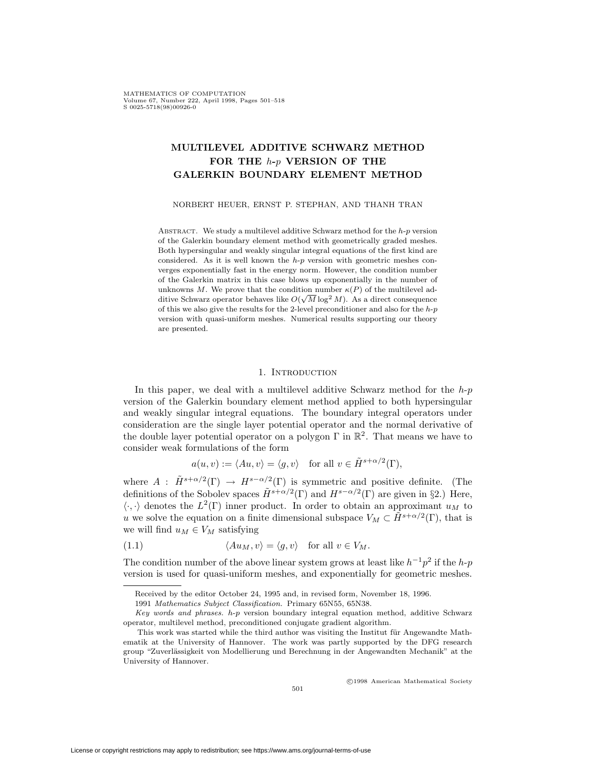# MULTILEVEL ADDITIVE SCHWARZ METHOD FOR THE $h$-$p$ VERSION OF THE GALERKIN BOUNDARY ELEMENT METHOD

NORBERT HEUER, ERNST P. STEPHAN, AND THANH TRAN

ABSTRACT. We study a multilevel additive Schwarz method for the $h$-$p$ version of the Galerkin boundary element method with geometrically graded meshes. Both hypersingular and weakly singular integral equations of the first kind are considered. As it is well known the $h$-$p$ version with geometric meshes converges exponentially fast in the energy norm. However, the condition number of the Galerkin matrix in this case blows up exponentially in the number of unknowns $M$. We prove that the condition number $\kappa(P)$ of the multilevel additive Schwarz operator behaves like $O(\sqrt{M}\log^2 M)$. As a direct consequence of this we also give the results for the 2-level preconditioner and also for the $h$-$p$ version with quasi-uniform meshes. Numerical results supporting our theory are presented.

## 1. Introduction

In this paper, we deal with a multilevel additive Schwarz method for the $h$-$p$ version of the Galerkin boundary element method applied to both hypersingular and weakly singular integral equations. The boundary integral operators under consideration are the single layer potential operator and the normal derivative of the double layer potential operator on a polygon $\Gamma$ in $\mathbb{R}^2$. That means we have to consider weak formulations of the form

$$a(u,v) := \langle Au, v\rangle = \langle g, v\rangle \quad \text{for all } v \in \tilde{H}^{s+\alpha/2}(\Gamma),$$

where $A : \tilde{H}^{s+\alpha/2}(\Gamma) \to H^{s-\alpha/2}(\Gamma)$ is symmetric and positive definite. (The definitions of the Sobolev spaces $\tilde{H}^{s+\alpha/2}(\Gamma)$ and $H^{s-\alpha/2}(\Gamma)$ are given in §2.) Here, $\langle\cdot,\cdot\rangle$ denotes the $L^2(\Gamma)$ inner product. In order to obtain an approximant $u_M$ to $u$ we solve the equation on a finite dimensional subspace $V_M \subset \tilde{H}^{s+\alpha/2}(\Gamma)$, that is we will find $u_M \in V_M$ satisfying

$$\langle Au_M, v\rangle = \langle g, v\rangle \quad \text{for all } v \in V_M. \tag{1.1}$$

The condition number of the above linear system grows at least like $h^{-1}p^2$ if the $h$-$p$ version is used for quasi-uniform meshes, and exponentially for geometric meshes.

---

Received by the editor October 24, 1995 and, in revised form, November 18, 1996.

1991 *Mathematics Subject Classification.* Primary 65N55, 65N38.

*Key words and phrases.* $h$-$p$ version boundary integral equation method, additive Schwarz operator, multilevel method, preconditioned conjugate gradient algorithm.

This work was started while the third author was visiting the Institut für Angewandte Mathematik at the University of Hannover. The work was partly supported by the DFG research group "Zuverlässigkeit von Modellierung und Berechnung in der Angewandten Mechanik" at the University of Hannover.

©1998 American Mathematical Society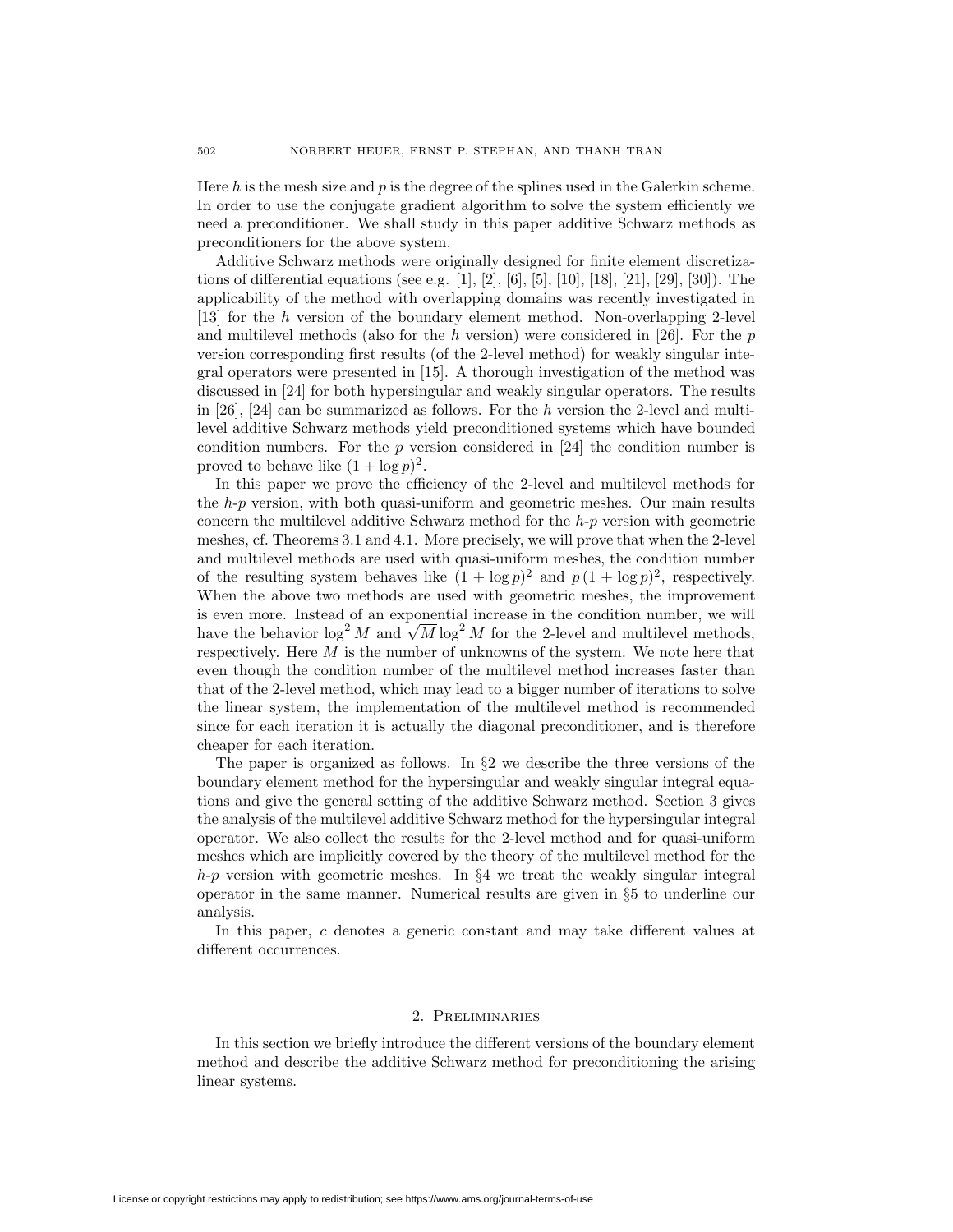Here $h$ is the mesh size and $p$ is the degree of the splines used in the Galerkin scheme. In order to use the conjugate gradient algorithm to solve the system efficiently we need a preconditioner. We shall study in this paper additive Schwarz methods as preconditioners for the above system.

Additive Schwarz methods were originally designed for finite element discretizations of differential equations (see e.g. [1], [2], [6], [5], [10], [18], [21], [29], [30]). The applicability of the method with overlapping domains was recently investigated in [13] for the $h$ version of the boundary element method. Non-overlapping 2-level and multilevel methods (also for the $h$ version) were considered in [26]. For the $p$ version corresponding first results (of the 2-level method) for weakly singular integral operators were presented in [15]. A thorough investigation of the method was discussed in [24] for both hypersingular and weakly singular operators. The results in [26], [24] can be summarized as follows. For the $h$ version the 2-level and multilevel additive Schwarz methods yield preconditioned systems which have bounded condition numbers. For the $p$ version considered in [24] the condition number is proved to behave like $(1 + \log p)^2$.

In this paper we prove the efficiency of the 2-level and multilevel methods for the $h$-$p$ version, with both quasi-uniform and geometric meshes. Our main results concern the multilevel additive Schwarz method for the $h$-$p$ version with geometric meshes, cf. Theorems 3.1 and 4.1. More precisely, we will prove that when the 2-level and multilevel methods are used with quasi-uniform meshes, the condition number of the resulting system behaves like $(1 + \log p)^2$ and $p\,(1 + \log p)^2$, respectively. When the above two methods are used with geometric meshes, the improvement is even more. Instead of an exponential increase in the condition number, we will have the behavior $\log^2 M$ and $\sqrt{M}\log^2 M$ for the 2-level and multilevel methods, respectively. Here $M$ is the number of unknowns of the system. We note here that even though the condition number of the multilevel method increases faster than that of the 2-level method, which may lead to a bigger number of iterations to solve the linear system, the implementation of the multilevel method is recommended since for each iteration it is actually the diagonal preconditioner, and is therefore cheaper for each iteration.

The paper is organized as follows. In §2 we describe the three versions of the boundary element method for the hypersingular and weakly singular integral equations and give the general setting of the additive Schwarz method. Section 3 gives the analysis of the multilevel additive Schwarz method for the hypersingular integral operator. We also collect the results for the 2-level method and for quasi-uniform meshes which are implicitly covered by the theory of the multilevel method for the $h$-$p$ version with geometric meshes. In §4 we treat the weakly singular integral operator in the same manner. Numerical results are given in §5 to underline our analysis.

In this paper, $c$ denotes a generic constant and may take different values at different occurrences.

## 2. Preliminaries

In this section we briefly introduce the different versions of the boundary element method and describe the additive Schwarz method for preconditioning the arising linear systems.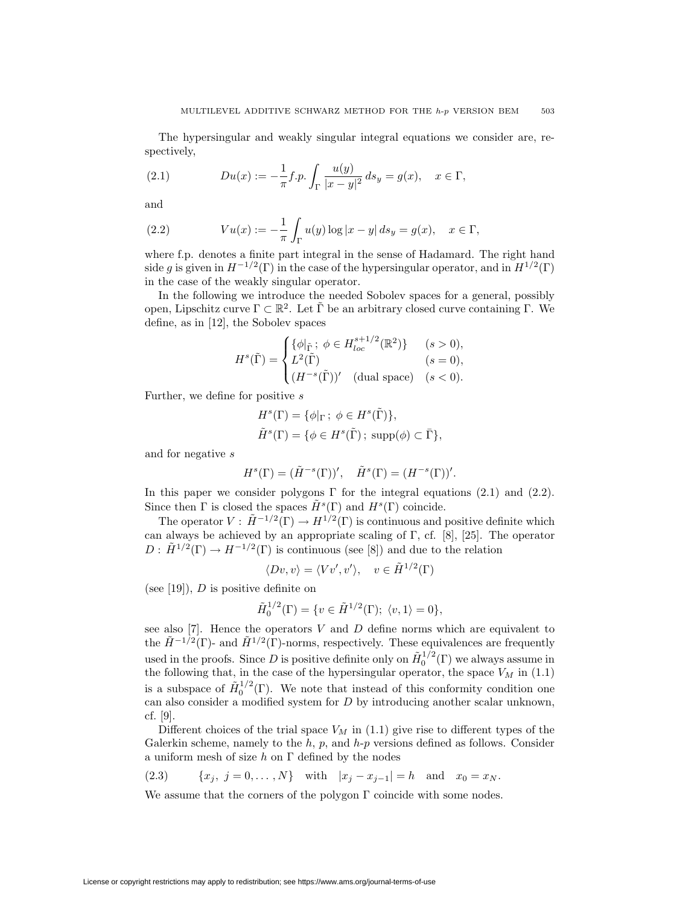The hypersingular and weakly singular integral equations we consider are, respectively,

$$Du(x) := -\frac{1}{\pi} f.p. \int_\Gamma \frac{u(y)}{|x-y|^2}\, ds_y = g(x), \quad x \in \Gamma, \tag{2.1}$$

and

$$Vu(x) := -\frac{1}{\pi} \int_\Gamma u(y) \log|x-y|\, ds_y = g(x), \quad x \in \Gamma, \tag{2.2}$$

where f.p. denotes a finite part integral in the sense of Hadamard. The right hand side $g$ is given in $H^{-1/2}(\Gamma)$ in the case of the hypersingular operator, and in $H^{1/2}(\Gamma)$ in the case of the weakly singular operator.

In the following we introduce the needed Sobolev spaces for a general, possibly open, Lipschitz curve $\Gamma \subset \mathbb{R}^2$. Let $\tilde{\Gamma}$ be an arbitrary closed curve containing $\Gamma$. We define, as in [12], the Sobolev spaces

$$H^s(\tilde{\Gamma}) = \begin{cases} \{\phi|_{\tilde{\Gamma}}\,;\ \phi \in H^{s+1/2}_{loc}(\mathbb{R}^2)\} & (s>0), \\ L^2(\tilde{\Gamma}) & (s=0), \\ (H^{-s}(\tilde{\Gamma}))' \quad \text{(dual space)} & (s<0). \end{cases}$$

Further, we define for positive $s$

$$H^s(\Gamma) = \{\phi|_\Gamma\,;\ \phi \in H^s(\tilde{\Gamma})\},$$
$$\tilde{H}^s(\Gamma) = \{\phi \in H^s(\tilde{\Gamma})\,;\ \operatorname{supp}(\phi) \subset \bar{\Gamma}\},$$

and for negative $s$

$$H^s(\Gamma) = (\tilde{H}^{-s}(\Gamma))', \quad \tilde{H}^s(\Gamma) = (H^{-s}(\Gamma))'.$$

In this paper we consider polygons $\Gamma$ for the integral equations (2.1) and (2.2). Since then $\Gamma$ is closed the spaces $\tilde{H}^s(\Gamma)$ and $H^s(\Gamma)$ coincide.

The operator $V : \tilde{H}^{-1/2}(\Gamma) \to H^{1/2}(\Gamma)$ is continuous and positive definite which can always be achieved by an appropriate scaling of $\Gamma$, cf. [8], [25]. The operator $D : \tilde{H}^{1/2}(\Gamma) \to H^{-1/2}(\Gamma)$ is continuous (see [8]) and due to the relation

$$\langle Dv, v\rangle = \langle Vv', v'\rangle, \quad v \in \tilde{H}^{1/2}(\Gamma)$$

(see [19]), $D$ is positive definite on

$$\tilde{H}^{1/2}_0(\Gamma) = \{v \in \tilde{H}^{1/2}(\Gamma);\ \langle v, 1\rangle = 0\},$$

see also [7]. Hence the operators $V$ and $D$ define norms which are equivalent to the $\tilde{H}^{-1/2}(\Gamma)$- and $\tilde{H}^{1/2}(\Gamma)$-norms, respectively. These equivalences are frequently used in the proofs. Since $D$ is positive definite only on $\tilde{H}^{1/2}_0(\Gamma)$ we always assume in the following that, in the case of the hypersingular operator, the space $V_M$ in (1.1) is a subspace of $\tilde{H}^{1/2}_0(\Gamma)$. We note that instead of this conformity condition one can also consider a modified system for $D$ by introducing another scalar unknown, cf. [9].

Different choices of the trial space $V_M$ in (1.1) give rise to different types of the Galerkin scheme, namely to the $h$, $p$, and $h$-$p$ versions defined as follows. Consider a uniform mesh of size $h$ on $\Gamma$ defined by the nodes

$$\{x_j,\ j = 0, \dots, N\} \quad \text{with} \quad |x_j - x_{j-1}| = h \quad \text{and} \quad x_0 = x_N. \tag{2.3}$$

We assume that the corners of the polygon $\Gamma$ coincide with some nodes.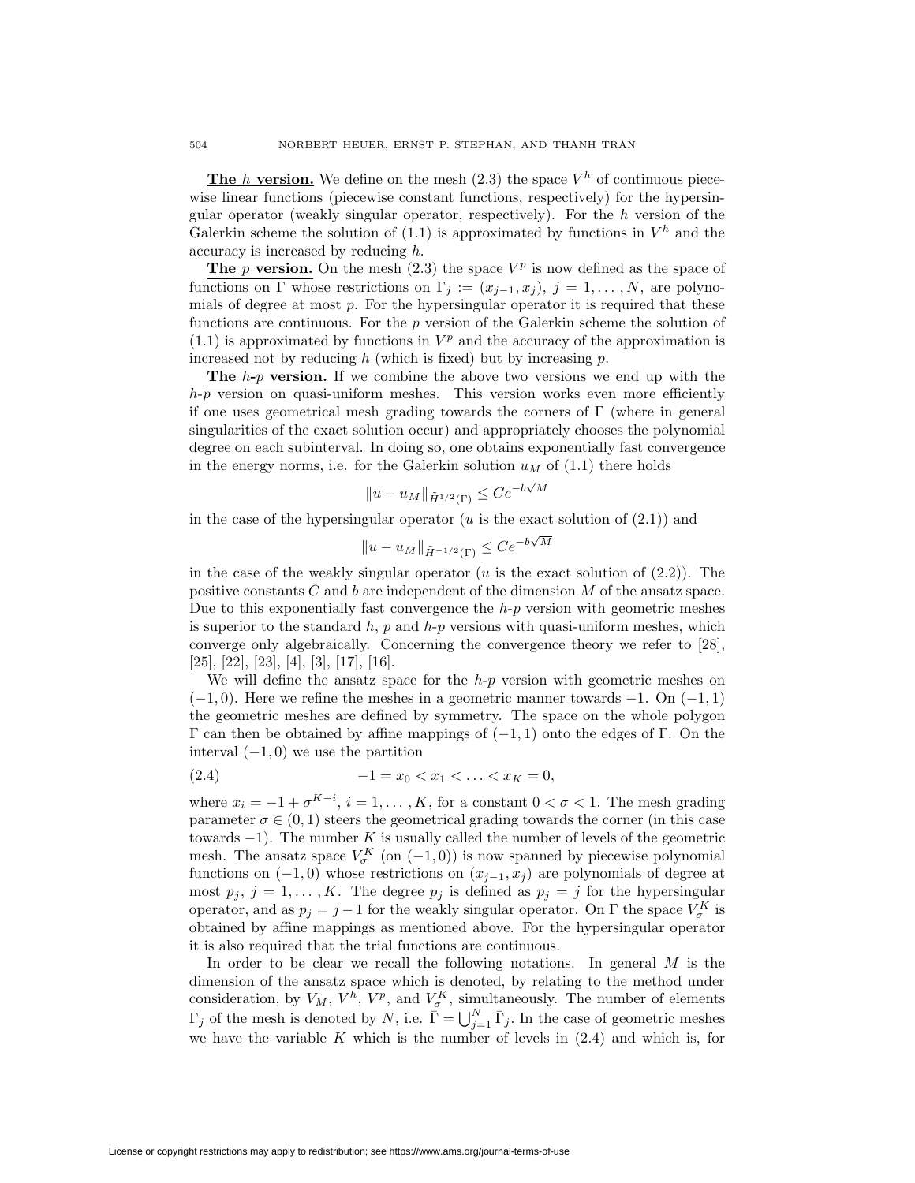**The $h$ version.** We define on the mesh (2.3) the space $V^h$ of continuous piecewise linear functions (piecewise constant functions, respectively) for the hypersingular operator (weakly singular operator, respectively). For the $h$ version of the Galerkin scheme the solution of (1.1) is approximated by functions in $V^h$ and the accuracy is increased by reducing $h$.

**The $p$ version.** On the mesh (2.3) the space $V^p$ is now defined as the space of functions on $\Gamma$ whose restrictions on $\Gamma_j := (x_{j-1}, x_j)$, $j = 1, \ldots, N$, are polynomials of degree at most $p$. For the hypersingular operator it is required that these functions are continuous. For the $p$ version of the Galerkin scheme the solution of (1.1) is approximated by functions in $V^p$ and the accuracy of the approximation is increased not by reducing $h$ (which is fixed) but by increasing $p$.

**The $h$-$p$ version.** If we combine the above two versions we end up with the $h$-$p$ version on quasi-uniform meshes. This version works even more efficiently if one uses geometrical mesh grading towards the corners of $\Gamma$ (where in general singularities of the exact solution occur) and appropriately chooses the polynomial degree on each subinterval. In doing so, one obtains exponentially fast convergence in the energy norms, i.e. for the Galerkin solution $u_M$ of (1.1) there holds

$$\|u - u_M\|_{\tilde{H}^{1/2}(\Gamma)} \le Ce^{-b\sqrt{M}}$$

in the case of the hypersingular operator ($u$ is the exact solution of (2.1)) and

$$\|u - u_M\|_{\tilde{H}^{-1/2}(\Gamma)} \le Ce^{-b\sqrt{M}}$$

in the case of the weakly singular operator ($u$ is the exact solution of (2.2)). The positive constants $C$ and $b$ are independent of the dimension $M$ of the ansatz space. Due to this exponentially fast convergence the $h$-$p$ version with geometric meshes is superior to the standard $h$, $p$ and $h$-$p$ versions with quasi-uniform meshes, which converge only algebraically. Concerning the convergence theory we refer to [28], [25], [22], [23], [4], [3], [17], [16].

We will define the ansatz space for the $h$-$p$ version with geometric meshes on $(-1, 0)$. Here we refine the meshes in a geometric manner towards $-1$. On $(-1, 1)$ the geometric meshes are defined by symmetry. The space on the whole polygon $\Gamma$ can then be obtained by affine mappings of $(-1, 1)$ onto the edges of $\Gamma$. On the interval $(-1, 0)$ we use the partition

$$-1 = x_0 < x_1 < \ldots < x_K = 0, \tag{2.4}$$

where $x_i = -1 + \sigma^{K-i}$, $i = 1, \ldots, K$, for a constant $0 < \sigma < 1$. The mesh grading parameter $\sigma \in (0, 1)$ steers the geometrical grading towards the corner (in this case towards $-1$). The number $K$ is usually called the number of levels of the geometric mesh. The ansatz space $V_\sigma^K$ (on $(-1, 0)$) is now spanned by piecewise polynomial functions on $(-1, 0)$ whose restrictions on $(x_{j-1}, x_j)$ are polynomials of degree at most $p_j$, $j = 1, \ldots, K$. The degree $p_j$ is defined as $p_j = j$ for the hypersingular operator, and as $p_j = j - 1$ for the weakly singular operator. On $\Gamma$ the space $V_\sigma^K$ is obtained by affine mappings as mentioned above. For the hypersingular operator it is also required that the trial functions are continuous.

In order to be clear we recall the following notations. In general $M$ is the dimension of the ansatz space which is denoted, by relating to the method under consideration, by $V_M$, $V^h$, $V^p$, and $V_\sigma^K$, simultaneously. The number of elements $\Gamma_j$ of the mesh is denoted by $N$, i.e. $\bar{\Gamma} = \bigcup_{j=1}^N \bar{\Gamma}_j$. In the case of geometric meshes we have the variable $K$ which is the number of levels in (2.4) and which is, for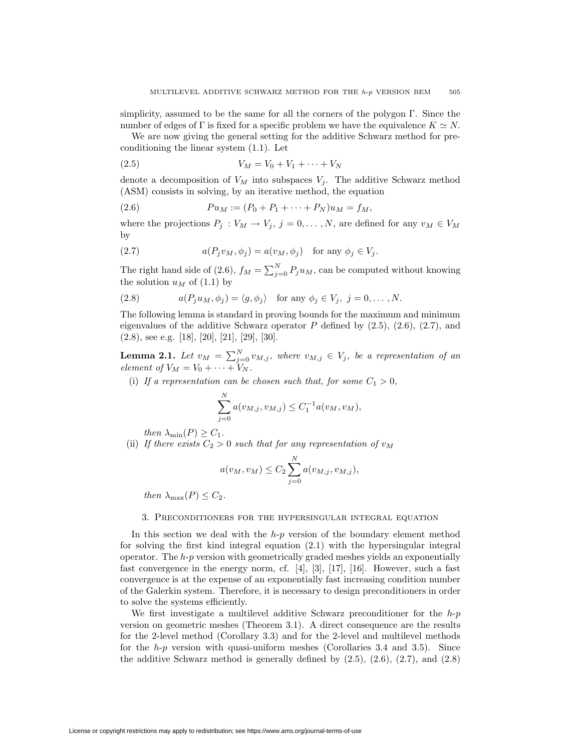simplicity, assumed to be the same for all the corners of the polygon $\Gamma$. Since the number of edges of $\Gamma$ is fixed for a specific problem we have the equivalence $K \simeq N$.

We are now giving the general setting for the additive Schwarz method for preconditioning the linear system (1.1). Let

$$V_M = V_0 + V_1 + \cdots + V_N \tag{2.5}$$

denote a decomposition of $V_M$ into subspaces $V_j$. The additive Schwarz method (ASM) consists in solving, by an iterative method, the equation

$$Pu_M := (P_0 + P_1 + \cdots + P_N)u_M = f_M, \tag{2.6}$$

where the projections $P_j : V_M \to V_j$, $j = 0, \ldots, N$, are defined for any $v_M \in V_M$ by

$$a(P_j v_M, \phi_j) = a(v_M, \phi_j) \quad \text{for any } \phi_j \in V_j. \tag{2.7}$$

The right hand side of (2.6), $f_M = \sum_{j=0}^{N} P_j u_M$, can be computed without knowing the solution $u_M$ of (1.1) by

$$a(P_j u_M, \phi_j) = \langle g, \phi_j \rangle \quad \text{for any } \phi_j \in V_j,\ j = 0, \ldots, N. \tag{2.8}$$

The following lemma is standard in proving bounds for the maximum and minimum eigenvalues of the additive Schwarz operator $P$ defined by (2.5), (2.6), (2.7), and (2.8), see e.g. [18], [20], [21], [29], [30].

**Lemma 2.1.** *Let $v_M = \sum_{j=0}^{N} v_{M,j}$, where $v_{M,j} \in V_j$, be a representation of an element of $V_M = V_0 + \cdots + V_N$.*

(i) *If a representation can be chosen such that, for some $C_1 > 0$,*

$$\sum_{j=0}^{N} a(v_{M,j}, v_{M,j}) \leq C_1^{-1} a(v_M, v_M),$$

*then $\lambda_{\min}(P) \geq C_1$.*

(ii) *If there exists $C_2 > 0$ such that for any representation of $v_M$*

$$a(v_M, v_M) \leq C_2 \sum_{j=0}^{N} a(v_{M,j}, v_{M,j}),$$

*then $\lambda_{\max}(P) \leq C_2$.*

## 3. Preconditioners for the hypersingular integral equation

In this section we deal with the $h$-$p$ version of the boundary element method for solving the first kind integral equation (2.1) with the hypersingular integral operator. The $h$-$p$ version with geometrically graded meshes yields an exponentially fast convergence in the energy norm, cf. [4], [3], [17], [16]. However, such a fast convergence is at the expense of an exponentially fast increasing condition number of the Galerkin system. Therefore, it is necessary to design preconditioners in order to solve the systems efficiently.

We first investigate a multilevel additive Schwarz preconditioner for the $h$-$p$ version on geometric meshes (Theorem 3.1). A direct consequence are the results for the 2-level method (Corollary 3.3) and for the 2-level and multilevel methods for the $h$-$p$ version with quasi-uniform meshes (Corollaries 3.4 and 3.5). Since the additive Schwarz method is generally defined by (2.5), (2.6), (2.7), and (2.8)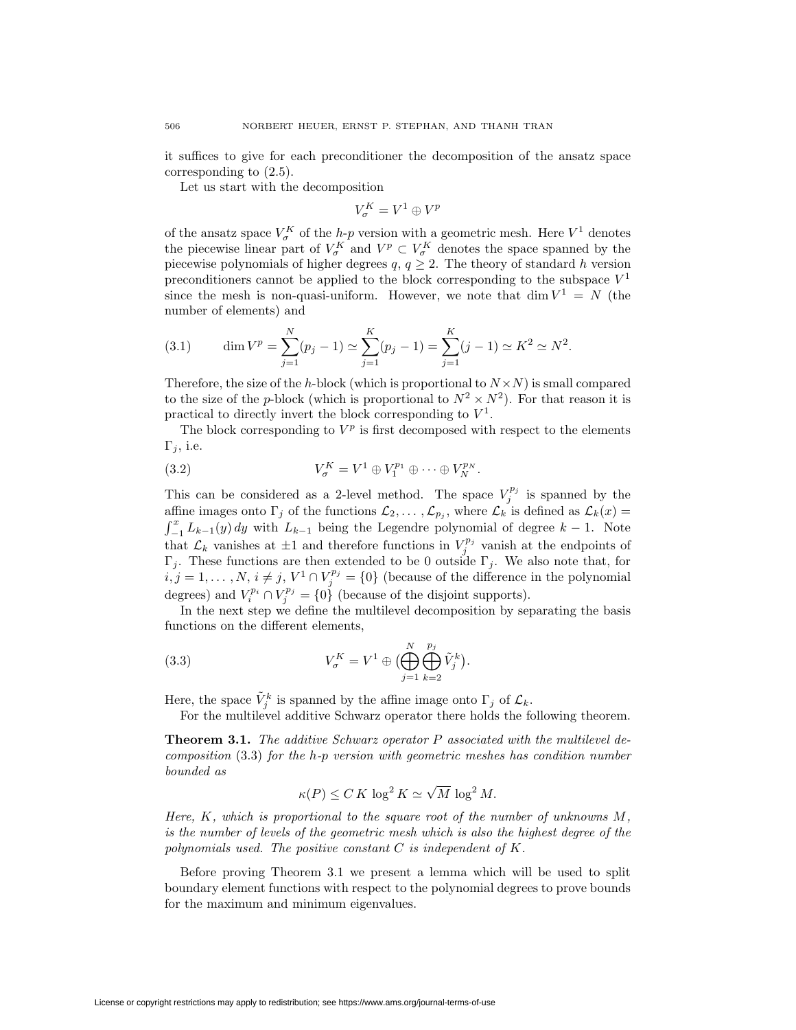it suffices to give for each preconditioner the decomposition of the ansatz space corresponding to (2.5).

Let us start with the decomposition

$$V_\sigma^K = V^1 \oplus V^p$$

of the ansatz space $V_\sigma^K$ of the $h$-$p$ version with a geometric mesh. Here $V^1$ denotes the piecewise linear part of $V_\sigma^K$ and $V^p \subset V_\sigma^K$ denotes the space spanned by the piecewise polynomials of higher degrees $q$, $q \geq 2$. The theory of standard $h$ version preconditioners cannot be applied to the block corresponding to the subspace $V^1$ since the mesh is non-quasi-uniform. However, we note that $\dim V^1 = N$ (the number of elements) and

$$\dim V^p = \sum_{j=1}^{N} (p_j - 1) \simeq \sum_{j=1}^{K} (p_j - 1) = \sum_{j=1}^{K} (j-1) \simeq K^2 \simeq N^2. \tag{3.1}$$

Therefore, the size of the $h$-block (which is proportional to $N \times N$) is small compared to the size of the $p$-block (which is proportional to $N^2 \times N^2$). For that reason it is practical to directly invert the block corresponding to $V^1$.

The block corresponding to $V^p$ is first decomposed with respect to the elements $\Gamma_j$, i.e.

$$V_\sigma^K = V^1 \oplus V_1^{p_1} \oplus \cdots \oplus V_N^{p_N}. \tag{3.2}$$

This can be considered as a 2-level method. The space $V_j^{p_j}$ is spanned by the affine images onto $\Gamma_j$ of the functions $\mathcal{L}_2, \ldots, \mathcal{L}_{p_j}$, where $\mathcal{L}_k$ is defined as $\mathcal{L}_k(x) = \int_{-1}^{x} L_{k-1}(y)\,dy$ with $L_{k-1}$ being the Legendre polynomial of degree $k-1$. Note that $\mathcal{L}_k$ vanishes at $\pm 1$ and therefore functions in $V_j^{p_j}$ vanish at the endpoints of $\Gamma_j$. These functions are then extended to be 0 outside $\Gamma_j$. We also note that, for $i, j = 1, \ldots, N$, $i \neq j$, $V^1 \cap V_j^{p_j} = \{0\}$ (because of the difference in the polynomial degrees) and $V_i^{p_i} \cap V_j^{p_j} = \{0\}$ (because of the disjoint supports).

In the next step we define the multilevel decomposition by separating the basis functions on the different elements,

$$V_\sigma^K = V^1 \oplus \Big(\bigoplus_{j=1}^{N} \bigoplus_{k=2}^{p_j} \tilde{V}_j^k\Big). \tag{3.3}$$

Here, the space $\tilde{V}_j^k$ is spanned by the affine image onto $\Gamma_j$ of $\mathcal{L}_k$.

For the multilevel additive Schwarz operator there holds the following theorem.

**Theorem 3.1.** *The additive Schwarz operator $P$ associated with the multilevel decomposition* (3.3) *for the $h$-$p$ version with geometric meshes has condition number bounded as*

$$\kappa(P) \leq C\, K \log^2 K \simeq \sqrt{M}\, \log^2 M.$$

*Here, $K$, which is proportional to the square root of the number of unknowns $M$, is the number of levels of the geometric mesh which is also the highest degree of the polynomials used. The positive constant $C$ is independent of $K$.*

Before proving Theorem 3.1 we present a lemma which will be used to split boundary element functions with respect to the polynomial degrees to prove bounds for the maximum and minimum eigenvalues.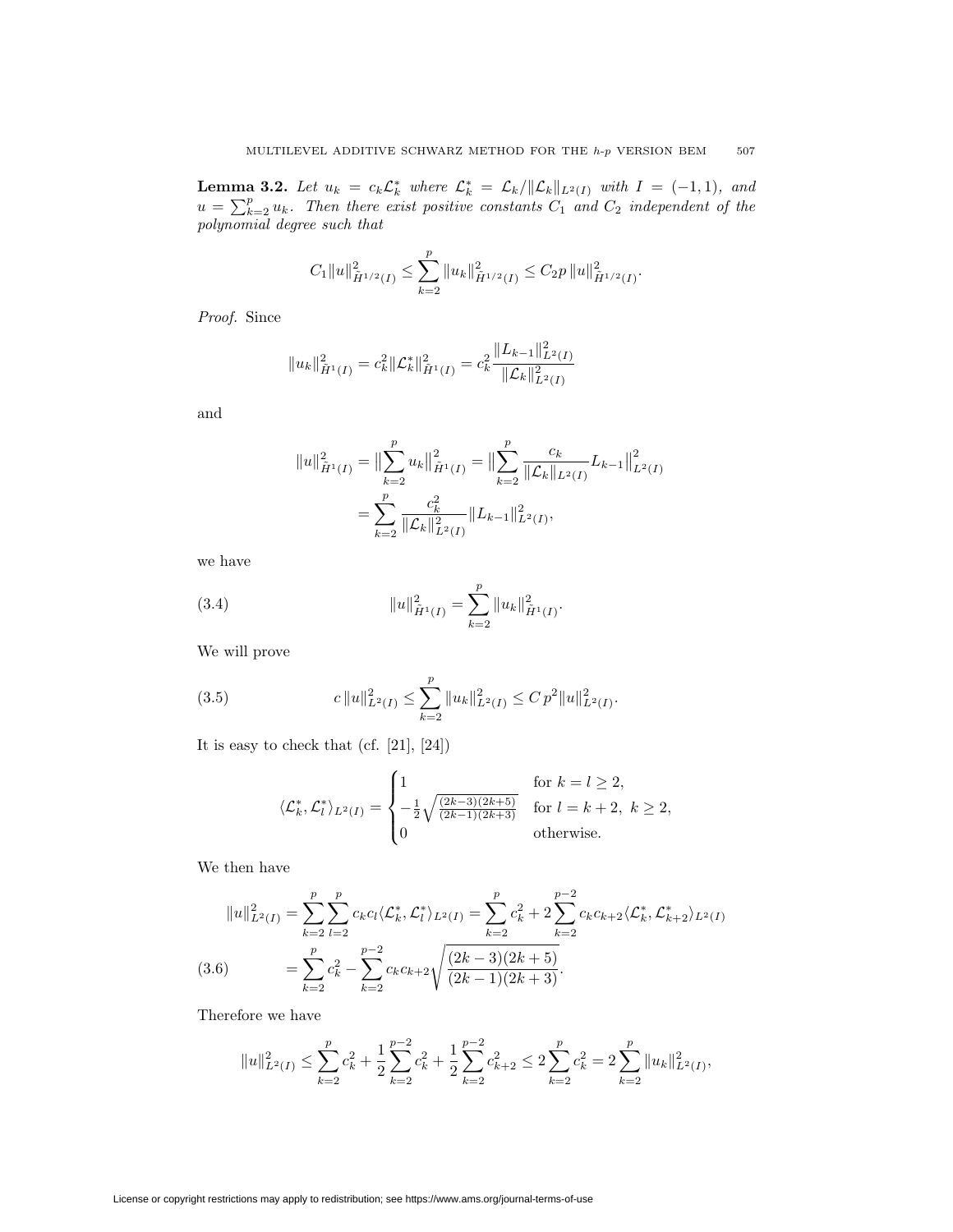**Lemma 3.2.** *Let $u_k = c_k \mathcal{L}_k^*$ where $\mathcal{L}_k^* = \mathcal{L}_k / \|\mathcal{L}_k\|_{L^2(I)}$ with $I = (-1,1)$, and $u = \sum_{k=2}^p u_k$. Then there exist positive constants $C_1$ and $C_2$ independent of the polynomial degree such that*

$$C_1 \|u\|^2_{\tilde{H}^{1/2}(I)} \leq \sum_{k=2}^p \|u_k\|^2_{\tilde{H}^{1/2}(I)} \leq C_2 p \, \|u\|^2_{\tilde{H}^{1/2}(I)}.$$

*Proof.* Since

$$\|u_k\|^2_{\tilde{H}^1(I)} = c_k^2 \|\mathcal{L}_k^*\|^2_{\tilde{H}^1(I)} = c_k^2 \frac{\|L_{k-1}\|^2_{L^2(I)}}{\|\mathcal{L}_k\|^2_{L^2(I)}}$$

and

$$\begin{aligned}
\|u\|^2_{\tilde{H}^1(I)} = \Big\|\sum_{k=2}^p u_k\Big\|^2_{\tilde{H}^1(I)} &= \Big\|\sum_{k=2}^p \frac{c_k}{\|\mathcal{L}_k\|_{L^2(I)}} L_{k-1}\Big\|^2_{L^2(I)} \\
&= \sum_{k=2}^p \frac{c_k^2}{\|\mathcal{L}_k\|^2_{L^2(I)}} \|L_{k-1}\|^2_{L^2(I)},
\end{aligned}$$

we have

$$\|u\|^2_{\tilde{H}^1(I)} = \sum_{k=2}^p \|u_k\|^2_{\tilde{H}^1(I)}. \tag{3.4}$$

We will prove

$$c \, \|u\|^2_{L^2(I)} \leq \sum_{k=2}^p \|u_k\|^2_{L^2(I)} \leq C \, p^2 \|u\|^2_{L^2(I)}. \tag{3.5}$$

It is easy to check that (cf. [21], [24])

$$\langle \mathcal{L}_k^*, \mathcal{L}_l^* \rangle_{L^2(I)} = \begin{cases} 1 & \text{for } k = l \geq 2, \\ -\frac{1}{2}\sqrt{\frac{(2k-3)(2k+5)}{(2k-1)(2k+3)}} & \text{for } l = k+2, \ k \geq 2, \\ 0 & \text{otherwise.} \end{cases}$$

We then have

$$\begin{aligned}
\|u\|^2_{L^2(I)} &= \sum_{k=2}^p \sum_{l=2}^p c_k c_l \langle \mathcal{L}_k^*, \mathcal{L}_l^* \rangle_{L^2(I)} = \sum_{k=2}^p c_k^2 + 2 \sum_{k=2}^{p-2} c_k c_{k+2} \langle \mathcal{L}_k^*, \mathcal{L}_{k+2}^* \rangle_{L^2(I)} \\
&= \sum_{k=2}^p c_k^2 - \sum_{k=2}^{p-2} c_k c_{k+2} \sqrt{\frac{(2k-3)(2k+5)}{(2k-1)(2k+3)}}.
\end{aligned} \tag{3.6}$$

Therefore we have

$$\|u\|^2_{L^2(I)} \leq \sum_{k=2}^p c_k^2 + \frac{1}{2}\sum_{k=2}^{p-2} c_k^2 + \frac{1}{2}\sum_{k=2}^{p-2} c_{k+2}^2 \leq 2 \sum_{k=2}^p c_k^2 = 2 \sum_{k=2}^p \|u_k\|^2_{L^2(I)},$$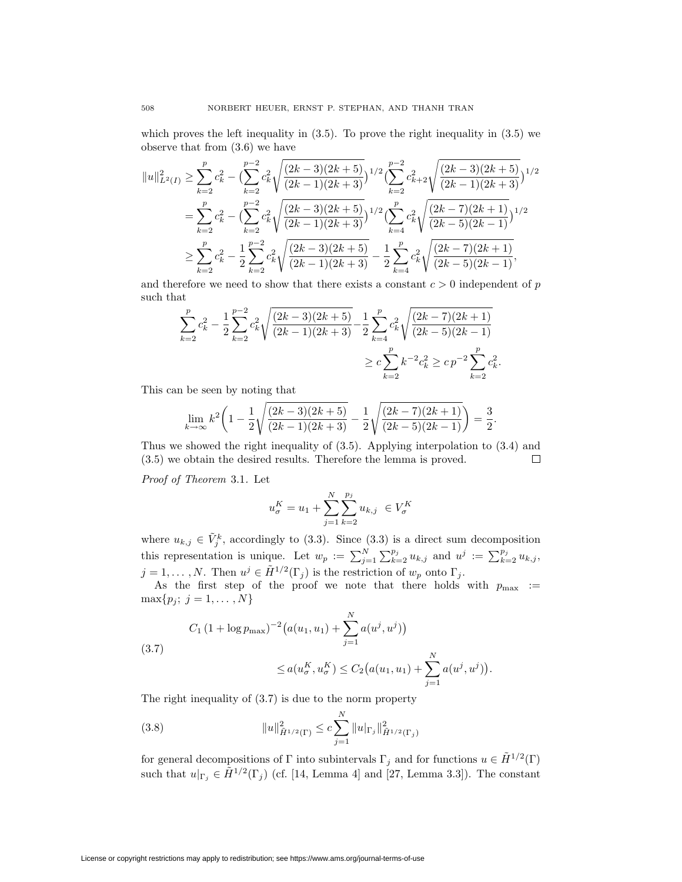which proves the left inequality in (3.5). To prove the right inequality in (3.5) we observe that from (3.6) we have

$$
\begin{aligned}
\|u\|^2_{L^2(I)} &\ge \sum_{k=2}^{p} c_k^2 - \Big(\sum_{k=2}^{p-2} c_k^2 \sqrt{\frac{(2k-3)(2k+5)}{(2k-1)(2k+3)}}\Big)^{1/2} \Big(\sum_{k=2}^{p-2} c_{k+2}^2 \sqrt{\frac{(2k-3)(2k+5)}{(2k-1)(2k+3)}}\Big)^{1/2} \\
&= \sum_{k=2}^{p} c_k^2 - \Big(\sum_{k=2}^{p-2} c_k^2 \sqrt{\frac{(2k-3)(2k+5)}{(2k-1)(2k+3)}}\Big)^{1/2} \Big(\sum_{k=4}^{p} c_k^2 \sqrt{\frac{(2k-7)(2k+1)}{(2k-5)(2k-1)}}\Big)^{1/2} \\
&\ge \sum_{k=2}^{p} c_k^2 - \frac{1}{2}\sum_{k=2}^{p-2} c_k^2 \sqrt{\frac{(2k-3)(2k+5)}{(2k-1)(2k+3)}} - \frac{1}{2}\sum_{k=4}^{p} c_k^2 \sqrt{\frac{(2k-7)(2k+1)}{(2k-5)(2k-1)}},
\end{aligned}
$$

and therefore we need to show that there exists a constant $c > 0$ independent of $p$ such that

$$
\sum_{k=2}^{p} c_k^2 - \frac{1}{2}\sum_{k=2}^{p-2} c_k^2 \sqrt{\frac{(2k-3)(2k+5)}{(2k-1)(2k+3)}} - \frac{1}{2}\sum_{k=4}^{p} c_k^2 \sqrt{\frac{(2k-7)(2k+1)}{(2k-5)(2k-1)}} \ge c \sum_{k=2}^{p} k^{-2} c_k^2 \ge c\, p^{-2} \sum_{k=2}^{p} c_k^2.
$$

This can be seen by noting that

$$
\lim_{k\to\infty} k^2 \bigg( 1 - \frac{1}{2}\sqrt{\frac{(2k-3)(2k+5)}{(2k-1)(2k+3)}} - \frac{1}{2}\sqrt{\frac{(2k-7)(2k+1)}{(2k-5)(2k-1)}} \bigg) = \frac{3}{2}.
$$

Thus we showed the right inequality of (3.5). Applying interpolation to (3.4) and (3.5) we obtain the desired results. Therefore the lemma is proved. $\square$

*Proof of Theorem* 3.1. Let

$$
u_\sigma^K = u_1 + \sum_{j=1}^{N} \sum_{k=2}^{p_j} u_{k,j} \;\in V_\sigma^K
$$

where $u_{k,j} \in \tilde{V}_j^k$, accordingly to (3.3). Since (3.3) is a direct sum decomposition this representation is unique. Let $w_p := \sum_{j=1}^{N} \sum_{k=2}^{p_j} u_{k,j}$ and $u^j := \sum_{k=2}^{p_j} u_{k,j}$, $j = 1, \ldots, N$. Then $u^j \in \tilde{H}^{1/2}(\Gamma_j)$ is the restriction of $w_p$ onto $\Gamma_j$.

As the first step of the proof we note that there holds with $p_{\max} := \max\{p_j;\ j = 1, \ldots, N\}$

$$
\begin{aligned}
C_1 (1 + \log p_{\max})^{-2} \big( a(u_1, u_1) &+ \sum_{j=1}^{N} a(u^j, u^j) \big) \\
&\le a(u_\sigma^K, u_\sigma^K) \le C_2 \big( a(u_1, u_1) + \sum_{j=1}^{N} a(u^j, u^j) \big).
\end{aligned} \tag{3.7}
$$

The right inequality of (3.7) is due to the norm property

$$
\|u\|^2_{\tilde{H}^{1/2}(\Gamma)} \le c \sum_{j=1}^{N} \|u|_{\Gamma_j}\|^2_{\tilde{H}^{1/2}(\Gamma_j)} \tag{3.8}
$$

for general decompositions of $\Gamma$ into subintervals $\Gamma_j$ and for functions $u \in \tilde{H}^{1/2}(\Gamma)$ such that $u|_{\Gamma_j} \in \tilde{H}^{1/2}(\Gamma_j)$ (cf. [14, Lemma 4] and [27, Lemma 3.3]). The constant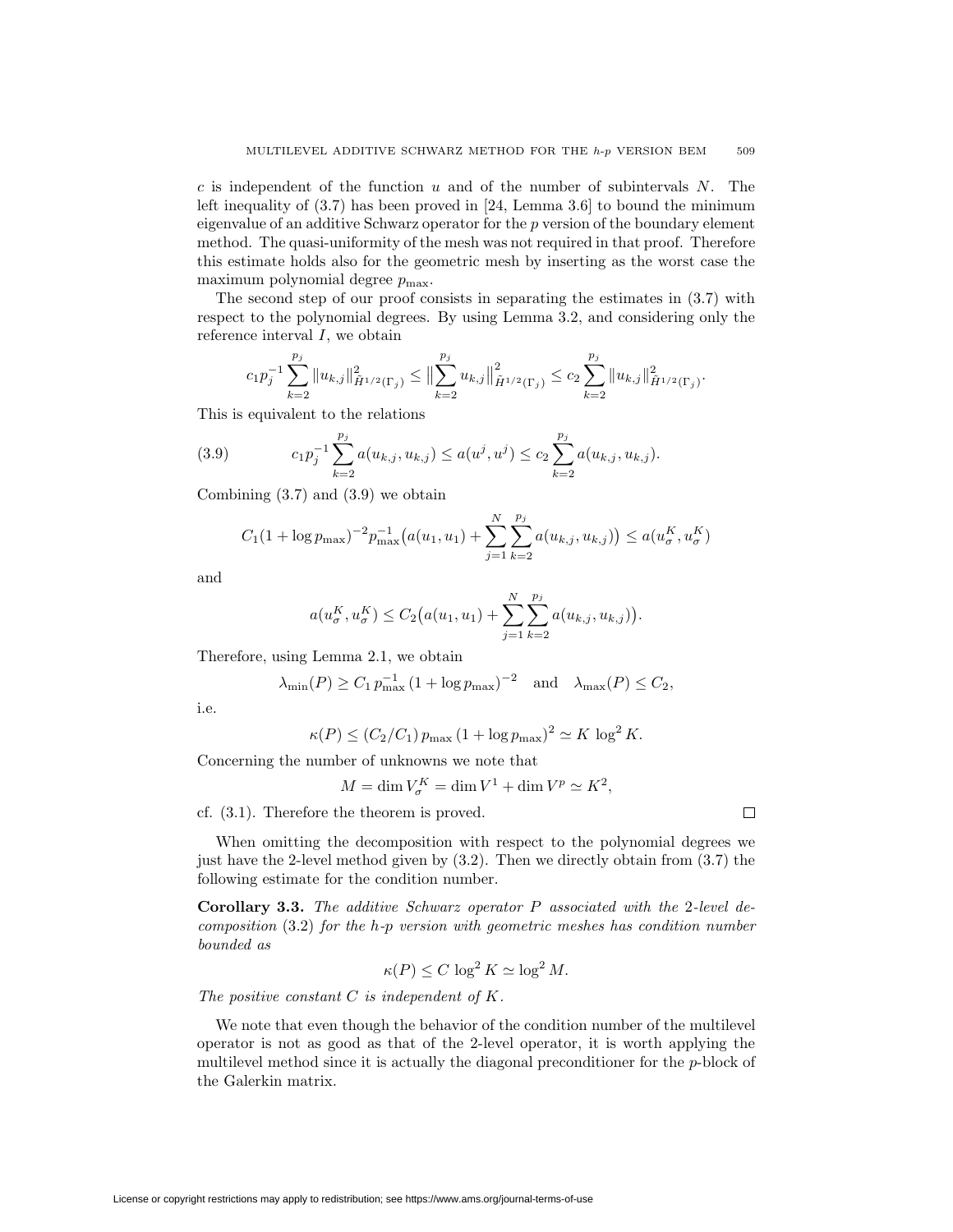$c$ is independent of the function $u$ and of the number of subintervals $N$. The left inequality of (3.7) has been proved in [24, Lemma 3.6] to bound the minimum eigenvalue of an additive Schwarz operator for the $p$ version of the boundary element method. The quasi-uniformity of the mesh was not required in that proof. Therefore this estimate holds also for the geometric mesh by inserting as the worst case the maximum polynomial degree $p_{\max}$.

The second step of our proof consists in separating the estimates in (3.7) with respect to the polynomial degrees. By using Lemma 3.2, and considering only the reference interval $I$, we obtain

$$c_1 p_j^{-1} \sum_{k=2}^{p_j} \|u_{k,j}\|^2_{\tilde{H}^{1/2}(\Gamma_j)} \leq \Big\| \sum_{k=2}^{p_j} u_{k,j} \Big\|^2_{\tilde{H}^{1/2}(\Gamma_j)} \leq c_2 \sum_{k=2}^{p_j} \|u_{k,j}\|^2_{\tilde{H}^{1/2}(\Gamma_j)}.$$

This is equivalent to the relations

$$c_1 p_j^{-1} \sum_{k=2}^{p_j} a(u_{k,j}, u_{k,j}) \leq a(u^j, u^j) \leq c_2 \sum_{k=2}^{p_j} a(u_{k,j}, u_{k,j}). \tag{3.9}$$

Combining (3.7) and (3.9) we obtain

$$C_1 (1 + \log p_{\max})^{-2} p_{\max}^{-1} \Big( a(u_1, u_1) + \sum_{j=1}^{N} \sum_{k=2}^{p_j} a(u_{k,j}, u_{k,j}) \Big) \leq a(u^K_\sigma, u^K_\sigma)$$

and

$$a(u^K_\sigma, u^K_\sigma) \leq C_2 \Big( a(u_1, u_1) + \sum_{j=1}^{N} \sum_{k=2}^{p_j} a(u_{k,j}, u_{k,j}) \Big).$$

Therefore, using Lemma 2.1, we obtain

$$\lambda_{\min}(P) \geq C_1 \, p_{\max}^{-1} \, (1 + \log p_{\max})^{-2} \quad \text{and} \quad \lambda_{\max}(P) \leq C_2,$$

i.e.

$$\kappa(P) \leq (C_2 / C_1) \, p_{\max} \, (1 + \log p_{\max})^2 \simeq K \, \log^2 K.$$

Concerning the number of unknowns we note that

$$M = \dim V^K_\sigma = \dim V^1 + \dim V^p \simeq K^2,$$

cf. (3.1). Therefore the theorem is proved. □

When omitting the decomposition with respect to the polynomial degrees we just have the 2-level method given by (3.2). Then we directly obtain from (3.7) the following estimate for the condition number.

**Corollary 3.3.** *The additive Schwarz operator $P$ associated with the 2-level decomposition (3.2) for the h-p version with geometric meshes has condition number bounded as*

$$\kappa(P) \leq C \, \log^2 K \simeq \log^2 M.$$

*The positive constant $C$ is independent of $K$.*

We note that even though the behavior of the condition number of the multilevel operator is not as good as that of the 2-level operator, it is worth applying the multilevel method since it is actually the diagonal preconditioner for the $p$-block of the Galerkin matrix.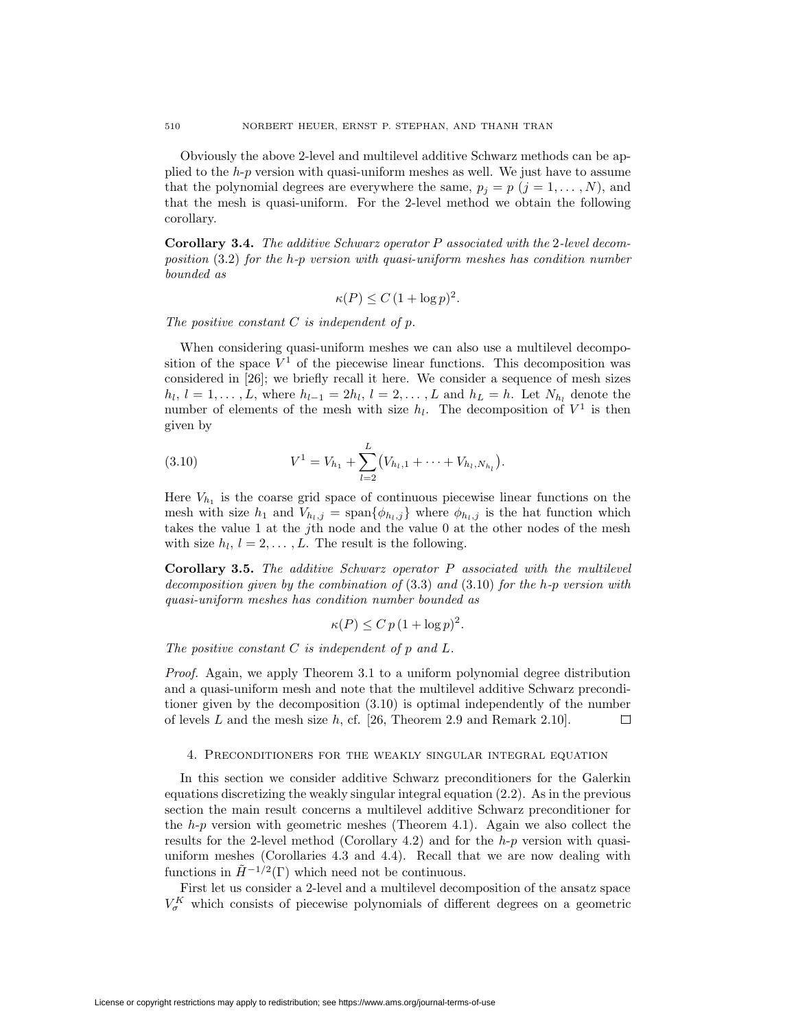Obviously the above 2-level and multilevel additive Schwarz methods can be applied to the *h-p* version with quasi-uniform meshes as well. We just have to assume that the polynomial degrees are everywhere the same, $p_j = p$ $(j = 1, \dots, N)$, and that the mesh is quasi-uniform. For the 2-level method we obtain the following corollary.

**Corollary 3.4.** *The additive Schwarz operator $P$ associated with the 2-level decomposition* (3.2) *for the h-p version with quasi-uniform meshes has condition number bounded as*

$$\kappa(P) \le C\,(1 + \log p)^2.$$

*The positive constant $C$ is independent of $p$.*

When considering quasi-uniform meshes we can also use a multilevel decomposition of the space $V^1$ of the piecewise linear functions. This decomposition was considered in [26]; we briefly recall it here. We consider a sequence of mesh sizes $h_l$, $l = 1, \dots, L$, where $h_{l-1} = 2h_l$, $l = 2, \dots, L$ and $h_L = h$. Let $N_{h_l}$ denote the number of elements of the mesh with size $h_l$. The decomposition of $V^1$ is then given by

$$V^1 = V_{h_1} + \sum_{l=2}^{L} \bigl(V_{h_l,1} + \cdots + V_{h_l,N_{h_l}}\bigr). \tag{3.10}$$

Here $V_{h_1}$ is the coarse grid space of continuous piecewise linear functions on the mesh with size $h_1$ and $V_{h_l,j} = \operatorname{span}\{\phi_{h_l,j}\}$ where $\phi_{h_l,j}$ is the hat function which takes the value 1 at the $j$th node and the value 0 at the other nodes of the mesh with size $h_l$, $l = 2, \dots, L$. The result is the following.

**Corollary 3.5.** *The additive Schwarz operator $P$ associated with the multilevel decomposition given by the combination of* (3.3) *and* (3.10) *for the h-p version with quasi-uniform meshes has condition number bounded as*

$$\kappa(P) \le C\,p\,(1 + \log p)^2.$$

*The positive constant $C$ is independent of $p$ and $L$.*

*Proof.* Again, we apply Theorem 3.1 to a uniform polynomial degree distribution and a quasi-uniform mesh and note that the multilevel additive Schwarz preconditioner given by the decomposition (3.10) is optimal independently of the number of levels $L$ and the mesh size $h$, cf. [26, Theorem 2.9 and Remark 2.10]. $\square$

## 4. Preconditioners for the weakly singular integral equation

In this section we consider additive Schwarz preconditioners for the Galerkin equations discretizing the weakly singular integral equation (2.2). As in the previous section the main result concerns a multilevel additive Schwarz preconditioner for the *h-p* version with geometric meshes (Theorem 4.1). Again we also collect the results for the 2-level method (Corollary 4.2) and for the *h-p* version with quasi-uniform meshes (Corollaries 4.3 and 4.4). Recall that we are now dealing with functions in $\tilde{H}^{-1/2}(\Gamma)$ which need not be continuous.

First let us consider a 2-level and a multilevel decomposition of the ansatz space $V_\sigma^K$ which consists of piecewise polynomials of different degrees on a geometric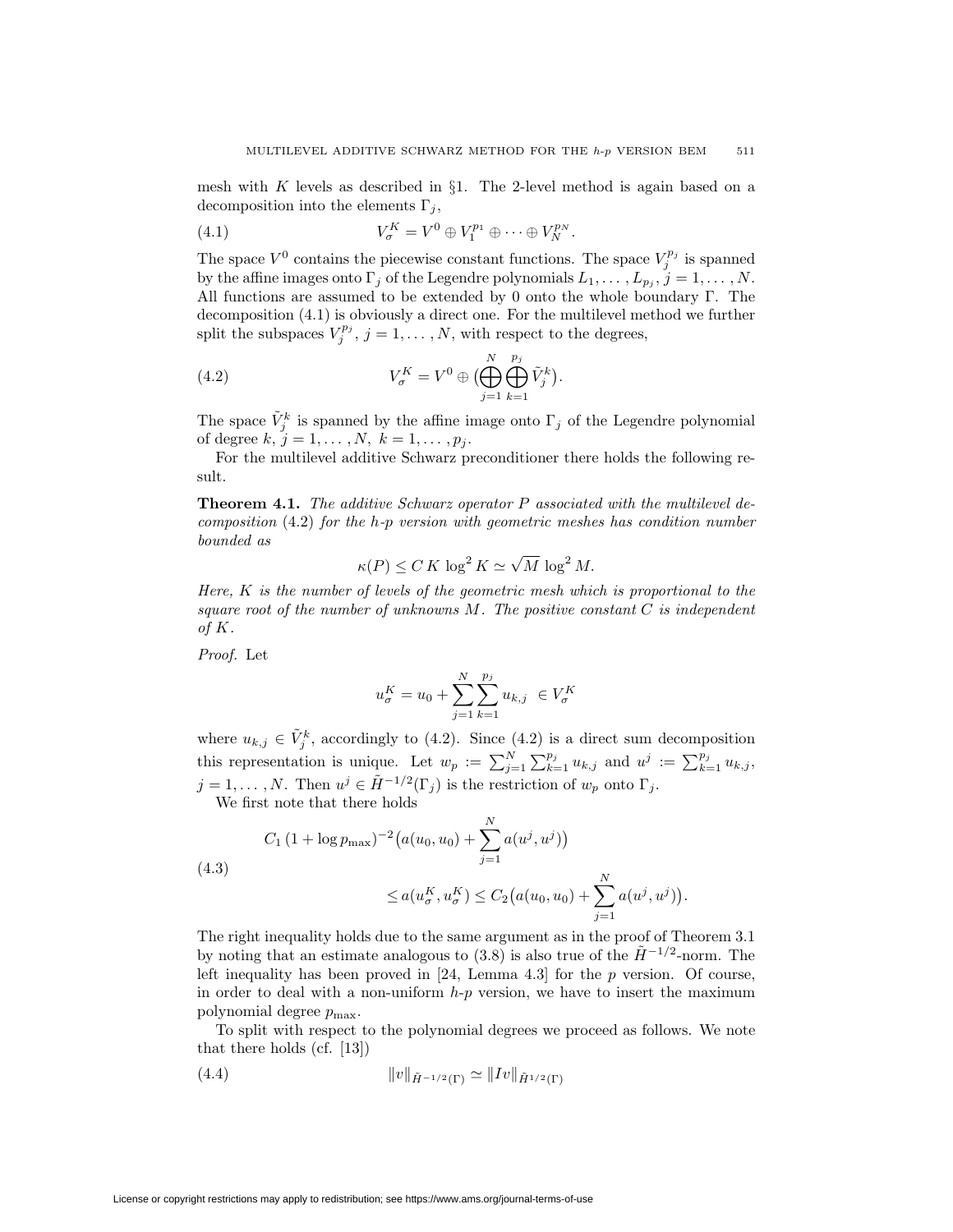mesh with $K$ levels as described in §1. The 2-level method is again based on a decomposition into the elements $\Gamma_j$,

$$V_\sigma^K = V^0 \oplus V_1^{p_1} \oplus \cdots \oplus V_N^{p_N}. \tag{4.1}$$

The space $V^0$ contains the piecewise constant functions. The space $V_j^{p_j}$ is spanned by the affine images onto $\Gamma_j$ of the Legendre polynomials $L_1, \ldots, L_{p_j}$, $j = 1, \ldots, N$. All functions are assumed to be extended by 0 onto the whole boundary $\Gamma$. The decomposition (4.1) is obviously a direct one. For the multilevel method we further split the subspaces $V_j^{p_j}$, $j = 1, \ldots, N$, with respect to the degrees,

$$V_\sigma^K = V^0 \oplus \Big(\bigoplus_{j=1}^{N} \bigoplus_{k=1}^{p_j} \tilde{V}_j^k\Big). \tag{4.2}$$

The space $\tilde{V}_j^k$ is spanned by the affine image onto $\Gamma_j$ of the Legendre polynomial of degree $k$, $j = 1, \ldots, N$, $k = 1, \ldots, p_j$.

For the multilevel additive Schwarz preconditioner there holds the following result.

**Theorem 4.1.** *The additive Schwarz operator $P$ associated with the multilevel decomposition* (4.2) *for the h-p version with geometric meshes has condition number bounded as*

$$\kappa(P) \leq C\, K\, \log^2 K \simeq \sqrt{M}\, \log^2 M.$$

*Here, $K$ is the number of levels of the geometric mesh which is proportional to the square root of the number of unknowns $M$. The positive constant $C$ is independent of $K$.*

*Proof.* Let

$$u_\sigma^K = u_0 + \sum_{j=1}^{N} \sum_{k=1}^{p_j} u_{k,j} \;\in V_\sigma^K$$

where $u_{k,j} \in \tilde{V}_j^k$, accordingly to (4.2). Since (4.2) is a direct sum decomposition this representation is unique. Let $w_p := \sum_{j=1}^{N} \sum_{k=1}^{p_j} u_{k,j}$ and $u^j := \sum_{k=1}^{p_j} u_{k,j}$, $j = 1, \ldots, N$. Then $u^j \in \tilde{H}^{-1/2}(\Gamma_j)$ is the restriction of $w_p$ onto $\Gamma_j$.

We first note that there holds

$$\begin{aligned} C_1\,(1 + \log p_{\max})^{-2}\big(a(u_0, u_0) + \sum_{j=1}^{N} a(u^j, u^j)\big) \\ \leq a(u_\sigma^K, u_\sigma^K) \leq C_2\big(a(u_0, u_0) + \sum_{j=1}^{N} a(u^j, u^j)\big). \end{aligned} \tag{4.3}$$

The right inequality holds due to the same argument as in the proof of Theorem 3.1 by noting that an estimate analogous to (3.8) is also true of the $\tilde{H}^{-1/2}$-norm. The left inequality has been proved in [24, Lemma 4.3] for the $p$ version. Of course, in order to deal with a non-uniform $h$-$p$ version, we have to insert the maximum polynomial degree $p_{\max}$.

To split with respect to the polynomial degrees we proceed as follows. We note that there holds (cf. [13])

$$\|v\|_{\tilde{H}^{-1/2}(\Gamma)} \simeq \|Iv\|_{\tilde{H}^{1/2}(\Gamma)} \tag{4.4}$$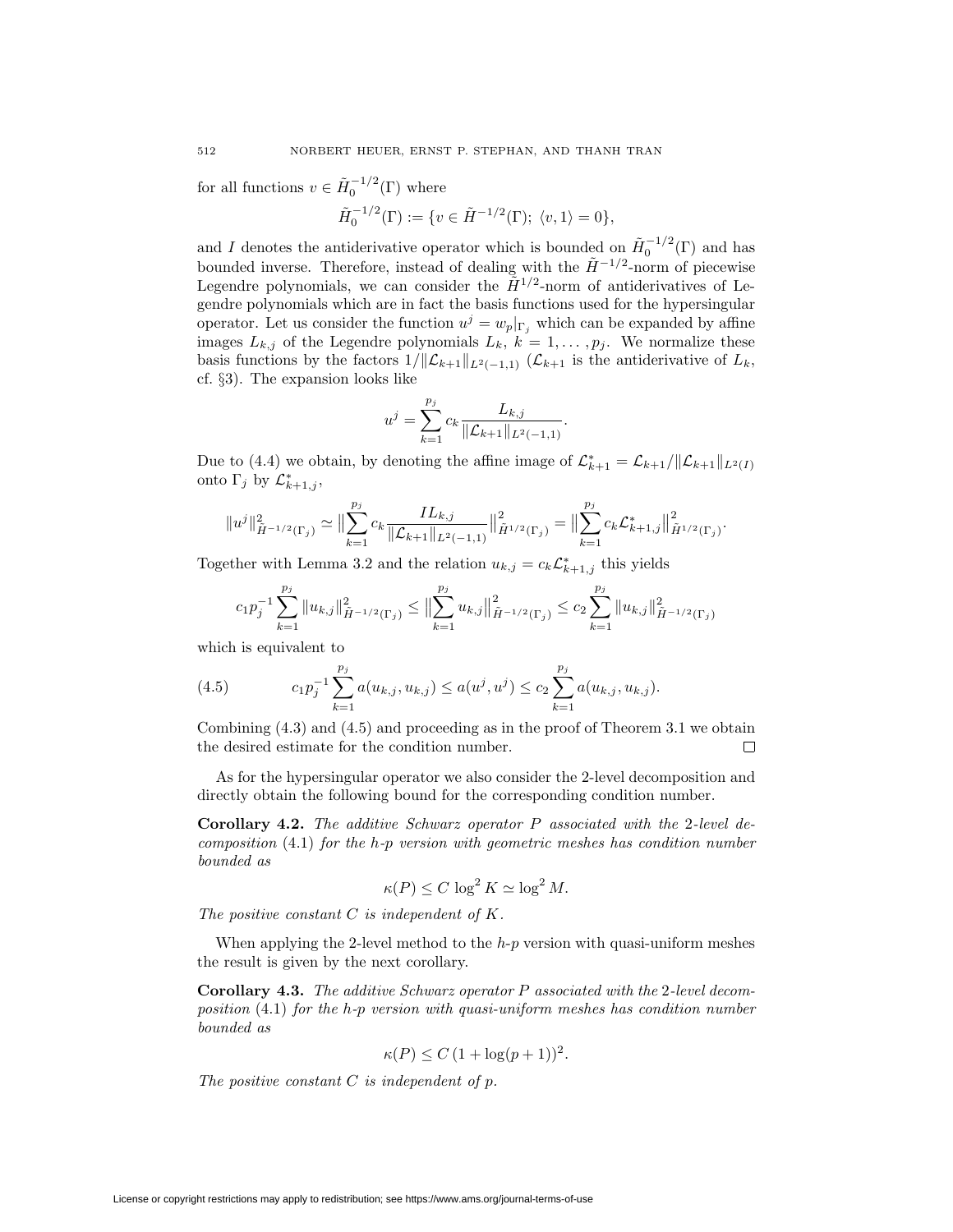for all functions $v \in \tilde{H}_0^{-1/2}(\Gamma)$ where

$$\tilde{H}_0^{-1/2}(\Gamma) := \{v \in \tilde{H}^{-1/2}(\Gamma);\ \langle v, 1\rangle = 0\},$$

and $I$ denotes the antiderivative operator which is bounded on $\tilde{H}_0^{-1/2}(\Gamma)$ and has bounded inverse. Therefore, instead of dealing with the $\tilde{H}^{-1/2}$-norm of piecewise Legendre polynomials, we can consider the $\tilde{H}^{1/2}$-norm of antiderivatives of Legendre polynomials which are in fact the basis functions used for the hypersingular operator. Let us consider the function $u^j = w_p|_{\Gamma_j}$ which can be expanded by affine images $L_{k,j}$ of the Legendre polynomials $L_k$, $k = 1, \ldots, p_j$. We normalize these basis functions by the factors $1/\|\mathcal{L}_{k+1}\|_{L^2(-1,1)}$ ($\mathcal{L}_{k+1}$ is the antiderivative of $L_k$, cf. §3). The expansion looks like

$$u^j = \sum_{k=1}^{p_j} c_k \frac{L_{k,j}}{\|\mathcal{L}_{k+1}\|_{L^2(-1,1)}}.$$

Due to (4.4) we obtain, by denoting the affine image of $\mathcal{L}_{k+1}^* = \mathcal{L}_{k+1}/\|\mathcal{L}_{k+1}\|_{L^2(I)}$ onto $\Gamma_j$ by $\mathcal{L}_{k+1,j}^*$,

$$\|u^j\|_{\tilde{H}^{-1/2}(\Gamma_j)}^2 \simeq \Big\|\sum_{k=1}^{p_j} c_k \frac{I L_{k,j}}{\|\mathcal{L}_{k+1}\|_{L^2(-1,1)}}\Big\|_{\tilde{H}^{1/2}(\Gamma_j)}^2 = \Big\|\sum_{k=1}^{p_j} c_k \mathcal{L}_{k+1,j}^*\Big\|_{\tilde{H}^{1/2}(\Gamma_j)}^2.$$

Together with Lemma 3.2 and the relation $u_{k,j} = c_k \mathcal{L}_{k+1,j}^*$ this yields

$$c_1 p_j^{-1} \sum_{k=1}^{p_j} \|u_{k,j}\|_{\tilde{H}^{-1/2}(\Gamma_j)}^2 \le \Big\|\sum_{k=1}^{p_j} u_{k,j}\Big\|_{\tilde{H}^{-1/2}(\Gamma_j)}^2 \le c_2 \sum_{k=1}^{p_j} \|u_{k,j}\|_{\tilde{H}^{-1/2}(\Gamma_j)}^2$$

which is equivalent to

$$c_1 p_j^{-1} \sum_{k=1}^{p_j} a(u_{k,j}, u_{k,j}) \le a(u^j, u^j) \le c_2 \sum_{k=1}^{p_j} a(u_{k,j}, u_{k,j}). \tag{4.5}$$

Combining (4.3) and (4.5) and proceeding as in the proof of Theorem 3.1 we obtain the desired estimate for the condition number. □

As for the hypersingular operator we also consider the 2-level decomposition and directly obtain the following bound for the corresponding condition number.

**Corollary 4.2.** *The additive Schwarz operator $P$ associated with the 2-level decomposition (4.1) for the h-p version with geometric meshes has condition number bounded as*

$$\kappa(P) \le C\, \log^2 K \simeq \log^2 M.$$

*The positive constant $C$ is independent of $K$.*

When applying the 2-level method to the *h-p* version with quasi-uniform meshes the result is given by the next corollary.

**Corollary 4.3.** *The additive Schwarz operator $P$ associated with the 2-level decomposition (4.1) for the h-p version with quasi-uniform meshes has condition number bounded as*

$$\kappa(P) \le C\,(1 + \log(p+1))^2.$$

*The positive constant $C$ is independent of $p$.*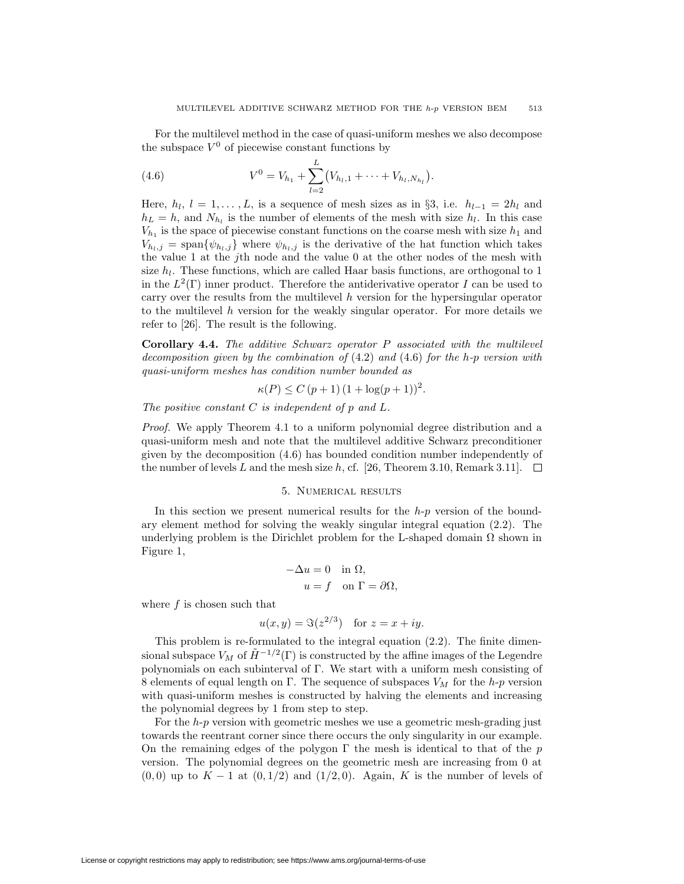For the multilevel method in the case of quasi-uniform meshes we also decompose the subspace $V^0$ of piecewise constant functions by

$$V^0 = V_{h_1} + \sum_{l=2}^{L} \big(V_{h_l,1} + \cdots + V_{h_l,N_{h_l}}\big). \tag{4.6}$$

Here, $h_l$, $l = 1, \ldots, L$, is a sequence of mesh sizes as in §3, i.e. $h_{l-1} = 2h_l$ and $h_L = h$, and $N_{h_l}$ is the number of elements of the mesh with size $h_l$. In this case $V_{h_1}$ is the space of piecewise constant functions on the coarse mesh with size $h_1$ and $V_{h_l,j} = \operatorname{span}\{\psi_{h_l,j}\}$ where $\psi_{h_l,j}$ is the derivative of the hat function which takes the value 1 at the $j$th node and the value 0 at the other nodes of the mesh with size $h_l$. These functions, which are called Haar basis functions, are orthogonal to 1 in the $L^2(\Gamma)$ inner product. Therefore the antiderivative operator $I$ can be used to carry over the results from the multilevel $h$ version for the hypersingular operator to the multilevel $h$ version for the weakly singular operator. For more details we refer to [26]. The result is the following.

**Corollary 4.4.** *The additive Schwarz operator $P$ associated with the multilevel decomposition given by the combination of* (4.2) *and* (4.6) *for the h-p version with quasi-uniform meshes has condition number bounded as*

$$\kappa(P) \le C\,(p+1)\,(1 + \log(p+1))^2.$$

*The positive constant $C$ is independent of $p$ and $L$.*

*Proof.* We apply Theorem 4.1 to a uniform polynomial degree distribution and a quasi-uniform mesh and note that the multilevel additive Schwarz preconditioner given by the decomposition (4.6) has bounded condition number independently of the number of levels $L$ and the mesh size $h$, cf. [26, Theorem 3.10, Remark 3.11]. □

## 5. Numerical results

In this section we present numerical results for the *h-p* version of the boundary element method for solving the weakly singular integral equation (2.2). The underlying problem is the Dirichlet problem for the L-shaped domain $\Omega$ shown in Figure 1,

$$\begin{aligned} -\Delta u &= 0 \quad \text{in } \Omega, \\ u &= f \quad \text{on } \Gamma = \partial\Omega, \end{aligned}$$

where $f$ is chosen such that

$$u(x, y) = \Im(z^{2/3}) \quad \text{for } z = x + iy.$$

This problem is re-formulated to the integral equation (2.2). The finite dimensional subspace $V_M$ of $\tilde{H}^{-1/2}(\Gamma)$ is constructed by the affine images of the Legendre polynomials on each subinterval of $\Gamma$. We start with a uniform mesh consisting of 8 elements of equal length on $\Gamma$. The sequence of subspaces $V_M$ for the *h-p* version with quasi-uniform meshes is constructed by halving the elements and increasing the polynomial degrees by 1 from step to step.

For the *h-p* version with geometric meshes we use a geometric mesh-grading just towards the reentrant corner since there occurs the only singularity in our example. On the remaining edges of the polygon $\Gamma$ the mesh is identical to that of the $p$ version. The polynomial degrees on the geometric mesh are increasing from 0 at $(0, 0)$ up to $K - 1$ at $(0, 1/2)$ and $(1/2, 0)$. Again, $K$ is the number of levels of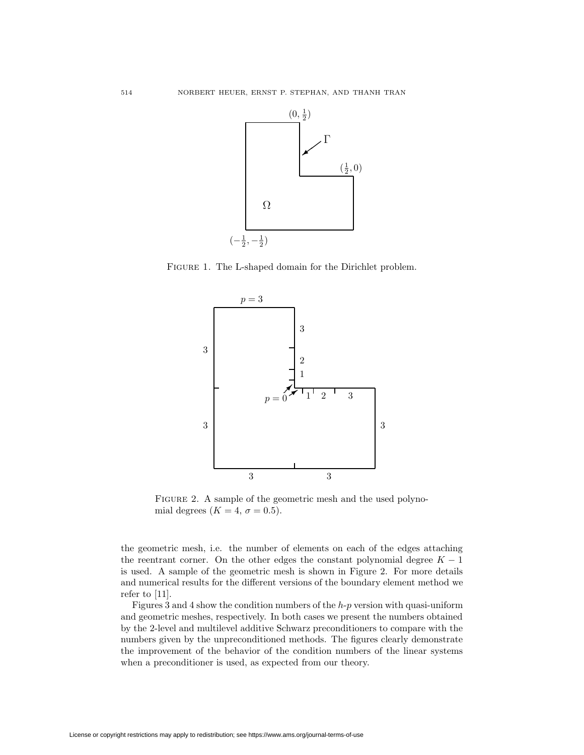FIGURE 1. The L-shaped domain for the Dirichlet problem.

FIGURE 2. A sample of the geometric mesh and the used polynomial degrees ($K = 4$, $\sigma = 0.5$).

the geometric mesh, i.e. the number of elements on each of the edges attaching the reentrant corner. On the other edges the constant polynomial degree $K - 1$ is used. A sample of the geometric mesh is shown in Figure 2. For more details and numerical results for the different versions of the boundary element method we refer to [11].

Figures 3 and 4 show the condition numbers of the *h-p* version with quasi-uniform and geometric meshes, respectively. In both cases we present the numbers obtained by the 2-level and multilevel additive Schwarz preconditioners to compare with the numbers given by the unpreconditioned methods. The figures clearly demonstrate the improvement of the behavior of the condition numbers of the linear systems when a preconditioner is used, as expected from our theory.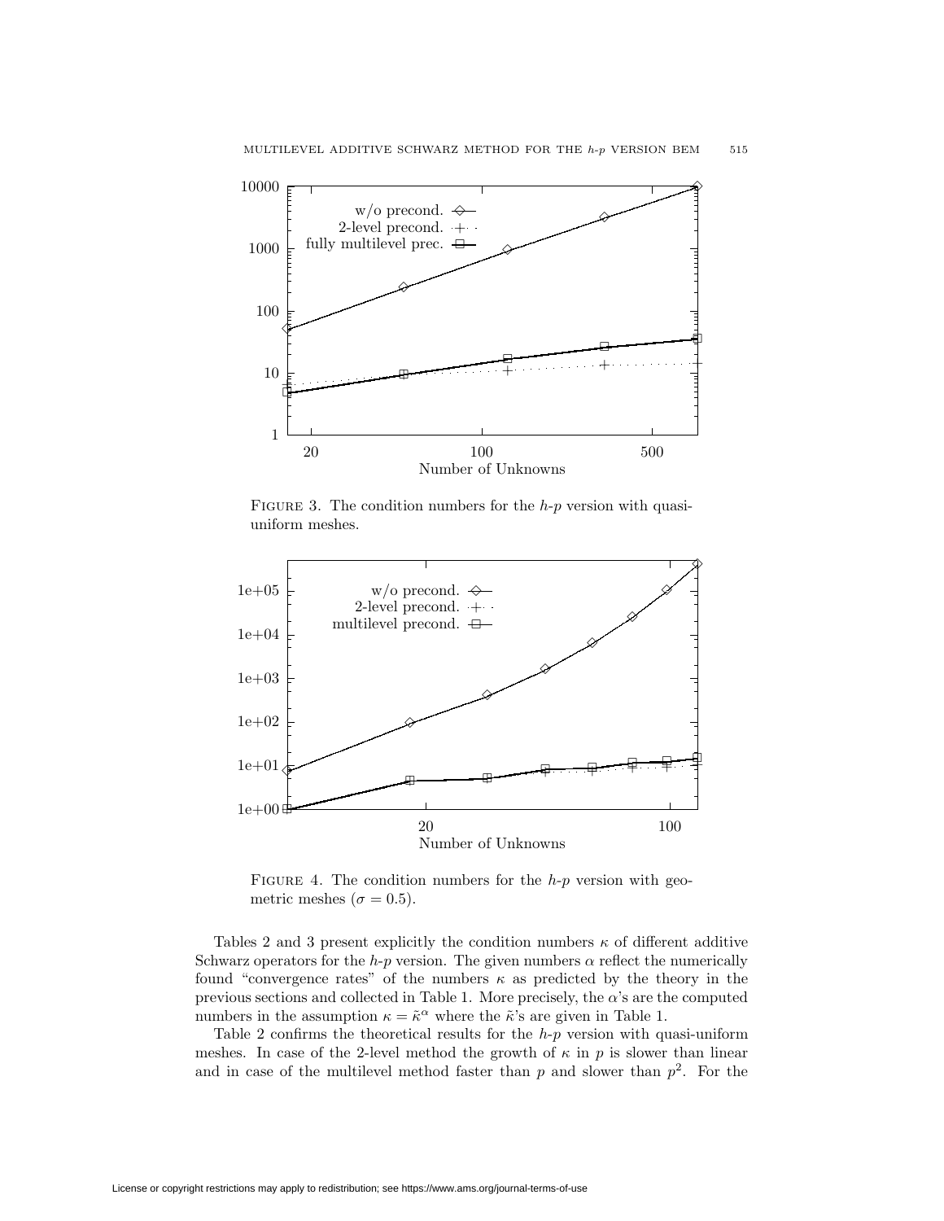FIGURE 3. The condition numbers for the $h$-$p$ version with quasi-uniform meshes.

FIGURE 4. The condition numbers for the $h$-$p$ version with geometric meshes ($\sigma = 0.5$).

Tables 2 and 3 present explicitly the condition numbers $\kappa$ of different additive Schwarz operators for the $h$-$p$ version. The given numbers $\alpha$ reflect the numerically found "convergence rates" of the numbers $\kappa$ as predicted by the theory in the previous sections and collected in Table 1. More precisely, the $\alpha$'s are the computed numbers in the assumption $\kappa = \tilde{\kappa}^{\alpha}$ where the $\tilde{\kappa}$'s are given in Table 1.

Table 2 confirms the theoretical results for the $h$-$p$ version with quasi-uniform meshes. In case of the 2-level method the growth of $\kappa$ in $p$ is slower than linear and in case of the multilevel method faster than $p$ and slower than $p^2$. For the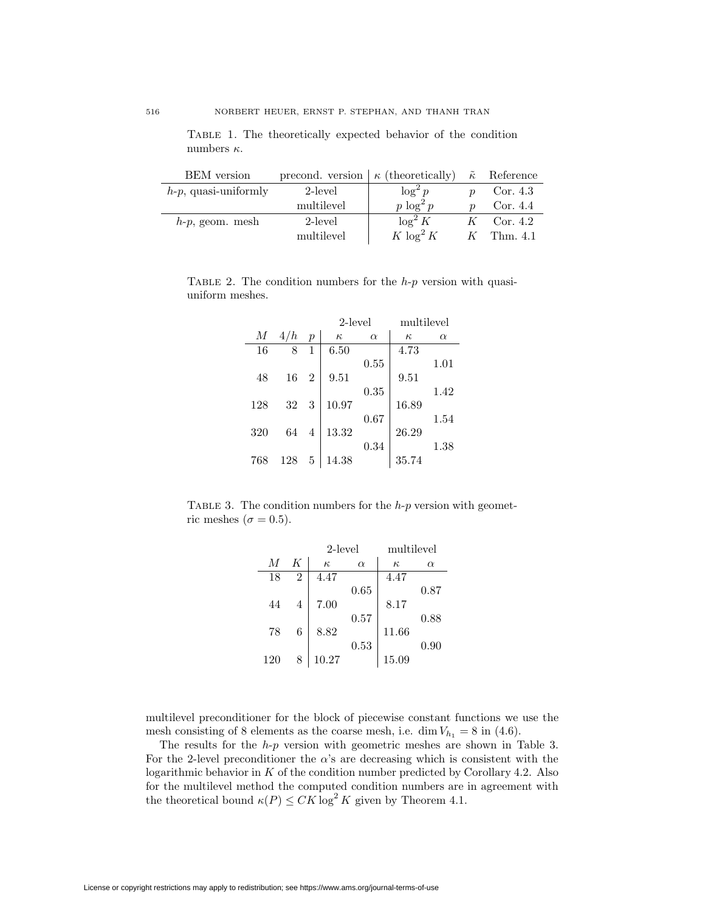Table 1. The theoretically expected behavior of the condition numbers $\kappa$.

| BEM version | precond. version | $\kappa$ (theoretically) | $\tilde{\kappa}$ | Reference |
|---|---|---|---|---|
| $h$-$p$, quasi-uniformly | 2-level | $\log^2 p$ | $p$ | Cor. 4.3 |
| | multilevel | $p \log^2 p$ | $p$ | Cor. 4.4 |
| $h$-$p$, geom. mesh | 2-level | $\log^2 K$ | $K$ | Cor. 4.2 |
| | multilevel | $K \log^2 K$ | $K$ | Thm. 4.1 |

Table 2. The condition numbers for the $h$-$p$ version with quasi-uniform meshes.

| | | | 2-level | | multilevel | |
|---|---|---|---|---|---|---|
| $M$ | $4/h$ | $p$ | $\kappa$ | $\alpha$ | $\kappa$ | $\alpha$ |
| 16 | 8 | 1 | 6.50 | | 4.73 | |
| | | | | 0.55 | | 1.01 |
| 48 | 16 | 2 | 9.51 | | 9.51 | |
| | | | | 0.35 | | 1.42 |
| 128 | 32 | 3 | 10.97 | | 16.89 | |
| | | | | 0.67 | | 1.54 |
| 320 | 64 | 4 | 13.32 | | 26.29 | |
| | | | | 0.34 | | 1.38 |
| 768 | 128 | 5 | 14.38 | | 35.74 | |

Table 3. The condition numbers for the $h$-$p$ version with geometric meshes ($\sigma = 0.5$).

| | | 2-level | | multilevel | |
|---|---|---|---|---|---|
| $M$ | $K$ | $\kappa$ | $\alpha$ | $\kappa$ | $\alpha$ |
| 18 | 2 | 4.47 | | 4.47 | |
| | | | 0.65 | | 0.87 |
| 44 | 4 | 7.00 | | 8.17 | |
| | | | 0.57 | | 0.88 |
| 78 | 6 | 8.82 | | 11.66 | |
| | | | 0.53 | | 0.90 |
| 120 | 8 | 10.27 | | 15.09 | |

multilevel preconditioner for the block of piecewise constant functions we use the mesh consisting of 8 elements as the coarse mesh, i.e. $\dim V_{h_1} = 8$ in (4.6).

The results for the $h$-$p$ version with geometric meshes are shown in Table 3. For the 2-level preconditioner the $\alpha$'s are decreasing which is consistent with the logarithmic behavior in $K$ of the condition number predicted by Corollary 4.2. Also for the multilevel method the computed condition numbers are in agreement with the theoretical bound $\kappa(P) \leq CK \log^2 K$ given by Theorem 4.1.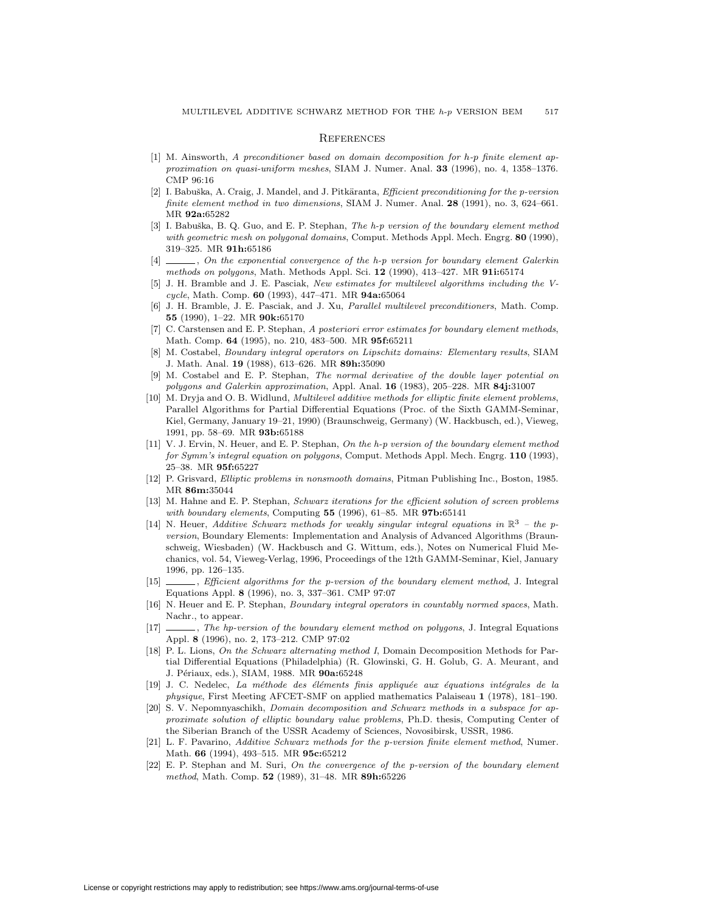## References

[1] M. Ainsworth, *A preconditioner based on domain decomposition for h-p finite element approximation on quasi-uniform meshes*, SIAM J. Numer. Anal. **33** (1996), no. 4, 1358–1376. CMP 96:16

[2] I. Babuška, A. Craig, J. Mandel, and J. Pitkäranta, *Efficient preconditioning for the p-version finite element method in two dimensions*, SIAM J. Numer. Anal. **28** (1991), no. 3, 624–661. MR **92a:**65282

[3] I. Babuška, B. Q. Guo, and E. P. Stephan, *The h-p version of the boundary element method with geometric mesh on polygonal domains*, Comput. Methods Appl. Mech. Engrg. **80** (1990), 319–325. MR **91h:**65186

[4] ______, *On the exponential convergence of the h-p version for boundary element Galerkin methods on polygons*, Math. Methods Appl. Sci. **12** (1990), 413–427. MR **91i:**65174

[5] J. H. Bramble and J. E. Pasciak, *New estimates for multilevel algorithms including the V-cycle*, Math. Comp. **60** (1993), 447–471. MR **94a:**65064

[6] J. H. Bramble, J. E. Pasciak, and J. Xu, *Parallel multilevel preconditioners*, Math. Comp. **55** (1990), 1–22. MR **90k:**65170

[7] C. Carstensen and E. P. Stephan, *A posteriori error estimates for boundary element methods*, Math. Comp. **64** (1995), no. 210, 483–500. MR **95f:**65211

[8] M. Costabel, *Boundary integral operators on Lipschitz domains: Elementary results*, SIAM J. Math. Anal. **19** (1988), 613–626. MR **89h:**35090

[9] M. Costabel and E. P. Stephan, *The normal derivative of the double layer potential on polygons and Galerkin approximation*, Appl. Anal. **16** (1983), 205–228. MR **84j:**31007

[10] M. Dryja and O. B. Widlund, *Multilevel additive methods for elliptic finite element problems*, Parallel Algorithms for Partial Differential Equations (Proc. of the Sixth GAMM-Seminar, Kiel, Germany, January 19–21, 1990) (Braunschweig, Germany) (W. Hackbusch, ed.), Vieweg, 1991, pp. 58–69. MR **93b:**65188

[11] V. J. Ervin, N. Heuer, and E. P. Stephan, *On the h-p version of the boundary element method for Symm's integral equation on polygons*, Comput. Methods Appl. Mech. Engrg. **110** (1993), 25–38. MR **95f:**65227

[12] P. Grisvard, *Elliptic problems in nonsmooth domains*, Pitman Publishing Inc., Boston, 1985. MR **86m:**35044

[13] M. Hahne and E. P. Stephan, *Schwarz iterations for the efficient solution of screen problems with boundary elements*, Computing **55** (1996), 61–85. MR **97b:**65141

[14] N. Heuer, *Additive Schwarz methods for weakly singular integral equations in $\mathbb{R}^3$ – the p-version*, Boundary Elements: Implementation and Analysis of Advanced Algorithms (Braunschweig, Wiesbaden) (W. Hackbusch and G. Wittum, eds.), Notes on Numerical Fluid Mechanics, vol. 54, Vieweg-Verlag, 1996, Proceedings of the 12th GAMM-Seminar, Kiel, January 1996, pp. 126–135.

[15] ______, *Efficient algorithms for the p-version of the boundary element method*, J. Integral Equations Appl. **8** (1996), no. 3, 337–361. CMP 97:07

[16] N. Heuer and E. P. Stephan, *Boundary integral operators in countably normed spaces*, Math. Nachr., to appear.

[17] ______, *The hp-version of the boundary element method on polygons*, J. Integral Equations Appl. **8** (1996), no. 2, 173–212. CMP 97:02

[18] P. L. Lions, *On the Schwarz alternating method I*, Domain Decomposition Methods for Partial Differential Equations (Philadelphia) (R. Glowinski, G. H. Golub, G. A. Meurant, and J. Périaux, eds.), SIAM, 1988. MR **90a:**65248

[19] J. C. Nedelec, *La méthode des éléments finis appliquée aux équations intégrales de la physique*, First Meeting AFCET-SMF on applied mathematics Palaiseau **1** (1978), 181–190.

[20] S. V. Nepomnyaschikh, *Domain decomposition and Schwarz methods in a subspace for approximate solution of elliptic boundary value problems*, Ph.D. thesis, Computing Center of the Siberian Branch of the USSR Academy of Sciences, Novosibirsk, USSR, 1986.

[21] L. F. Pavarino, *Additive Schwarz methods for the p-version finite element method*, Numer. Math. **66** (1994), 493–515. MR **95c:**65212

[22] E. P. Stephan and M. Suri, *On the convergence of the p-version of the boundary element method*, Math. Comp. **52** (1989), 31–48. MR **89h:**65226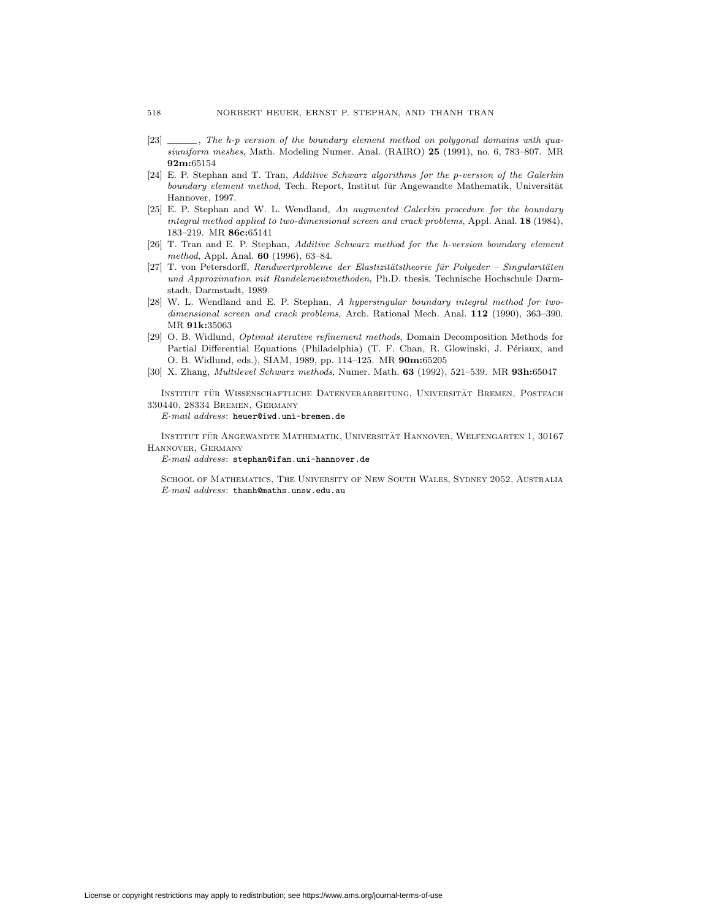[23] ______, *The h-p version of the boundary element method on polygonal domains with quasiuniform meshes*, Math. Modeling Numer. Anal. (RAIRO) **25** (1991), no. 6, 783–807. MR **92m:**65154

[24] E. P. Stephan and T. Tran, *Additive Schwarz algorithms for the p-version of the Galerkin boundary element method*, Tech. Report, Institut für Angewandte Mathematik, Universität Hannover, 1997.

[25] E. P. Stephan and W. L. Wendland, *An augmented Galerkin procedure for the boundary integral method applied to two-dimensional screen and crack problems*, Appl. Anal. **18** (1984), 183–219. MR **86c:**65141

[26] T. Tran and E. P. Stephan, *Additive Schwarz method for the h-version boundary element method*, Appl. Anal. **60** (1996), 63–84.

[27] T. von Petersdorff, *Randwertprobleme der Elastizitätstheorie für Polyeder – Singularitäten und Approximation mit Randelementmethoden*, Ph.D. thesis, Technische Hochschule Darmstadt, Darmstadt, 1989.

[28] W. L. Wendland and E. P. Stephan, *A hypersingular boundary integral method for two-dimensional screen and crack problems*, Arch. Rational Mech. Anal. **112** (1990), 363–390. MR **91k:**35063

[29] O. B. Widlund, *Optimal iterative refinement methods*, Domain Decomposition Methods for Partial Differential Equations (Philadelphia) (T. F. Chan, R. Glowinski, J. Périaux, and O. B. Widlund, eds.), SIAM, 1989, pp. 114–125. MR **90m:**65205

[30] X. Zhang, *Multilevel Schwarz methods*, Numer. Math. **63** (1992), 521–539. MR **93h:**65047

Institut für Wissenschaftliche Datenverarbeitung, Universität Bremen, Postfach 330440, 28334 Bremen, Germany

*E-mail address*: heuer@iwd.uni-bremen.de

Institut für Angewandte Mathematik, Universität Hannover, Welfengarten 1, 30167 Hannover, Germany

*E-mail address*: stephan@ifam.uni-hannover.de

School of Mathematics, The University of New South Wales, Sydney 2052, Australia

*E-mail address*: thanh@maths.unsw.edu.au